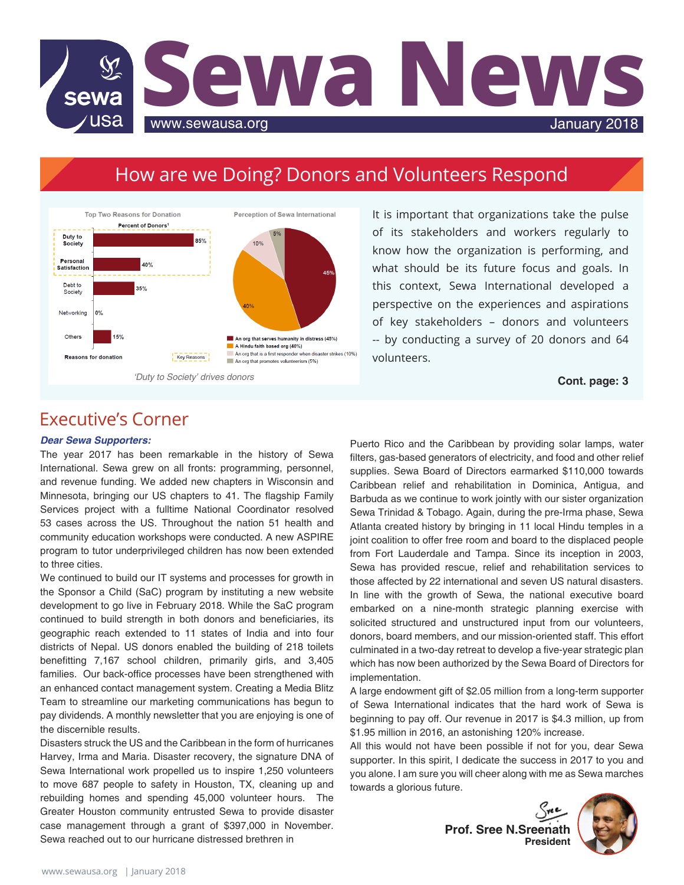# Sewa News

www.sewausa.org January 2018

## How are we Doing? Donors and Volunteers Respond

**Top Two Reasons for Donation**

Percent of Donors[1]

| Reasons for donation | Percent |
|---|---|
| Duty to Society | 85% |
| Personal Satisfaction | 40% |
| Debt to Society | 35% |
| Networking | 0% |
| Others | 15% |

Key Reasons

**Perception of Sewa International**

- An org that serves humanity in distress (45%)
- A Hindu faith based org (40%)
- An org that is a first responder when disaster strikes (10%)
- An org that promotes volunteerism (5%)

*'Duty to Society' drives donors*

It is important that organizations take the pulse of its stakeholders and workers regularly to know how the organization is performing, and what should be its future focus and goals. In this context, Sewa International developed a perspective on the experiences and aspirations of key stakeholders – donors and volunteers -- by conducting a survey of 20 donors and 64 volunteers.

**Cont. page: 3**

## Executive's Corner

***Dear Sewa Supporters:***

The year 2017 has been remarkable in the history of Sewa International. Sewa grew on all fronts: programming, personnel, and revenue funding. We added new chapters in Wisconsin and Minnesota, bringing our US chapters to 41. The flagship Family Services project with a fulltime National Coordinator resolved 53 cases across the US. Throughout the nation 51 health and community education workshops were conducted. A new ASPIRE program to tutor underprivileged children has now been extended to three cities.

We continued to build our IT systems and processes for growth in the Sponsor a Child (SaC) program by instituting a new website development to go live in February 2018. While the SaC program continued to build strength in both donors and beneficiaries, its geographic reach extended to 11 states of India and into four districts of Nepal. US donors enabled the building of 218 toilets benefitting 7,167 school children, primarily girls, and 3,405 families. Our back-office processes have been strengthened with an enhanced contact management system. Creating a Media Blitz Team to streamline our marketing communications has begun to pay dividends. A monthly newsletter that you are enjoying is one of the discernible results.

Disasters struck the US and the Caribbean in the form of hurricanes Harvey, Irma and Maria. Disaster recovery, the signature DNA of Sewa International work propelled us to inspire 1,250 volunteers to move 687 people to safety in Houston, TX, cleaning up and rebuilding homes and spending 45,000 volunteer hours. The Greater Houston community entrusted Sewa to provide disaster case management through a grant of $397,000 in November. Sewa reached out to our hurricane distressed brethren in Puerto Rico and the Caribbean by providing solar lamps, water filters, gas-based generators of electricity, and food and other relief supplies. Sewa Board of Directors earmarked $110,000 towards Caribbean relief and rehabilitation in Dominica, Antigua, and Barbuda as we continue to work jointly with our sister organization Sewa Trinidad & Tobago. Again, during the pre-Irma phase, Sewa Atlanta created history by bringing in 11 local Hindu temples in a joint coalition to offer free room and board to the displaced people from Fort Lauderdale and Tampa. Since its inception in 2003, Sewa has provided rescue, relief and rehabilitation services to those affected by 22 international and seven US natural disasters.

In line with the growth of Sewa, the national executive board embarked on a nine-month strategic planning exercise with solicited structured and unstructured input from our volunteers, donors, board members, and our mission-oriented staff. This effort culminated in a two-day retreat to develop a five-year strategic plan which has now been authorized by the Sewa Board of Directors for implementation.

A large endowment gift of $2.05 million from a long-term supporter of Sewa International indicates that the hard work of Sewa is beginning to pay off. Our revenue in 2017 is $4.3 million, up from $1.95 million in 2016, an astonishing 120% increase.

All this would not have been possible if not for you, dear Sewa supporter. In this spirit, I dedicate the success in 2017 to you and you alone. I am sure you will cheer along with me as Sewa marches towards a glorious future.

**Prof. Sree N.Sreenath**
**President**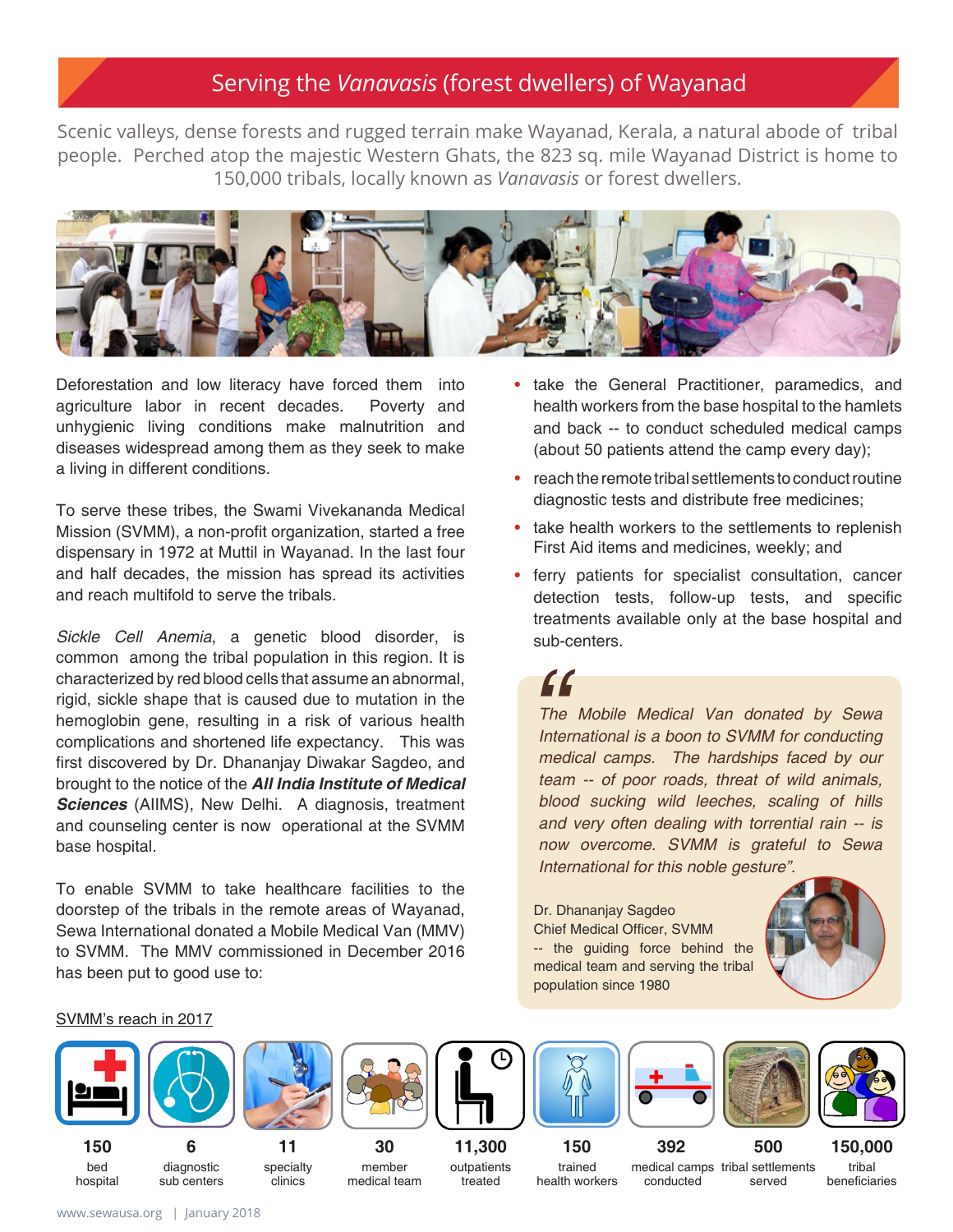# Serving the *Vanavasis* (forest dwellers) of Wayanad

Scenic valleys, dense forests and rugged terrain make Wayanad, Kerala, a natural abode of tribal people. Perched atop the majestic Western Ghats, the 823 sq. mile Wayanad District is home to 150,000 tribals, locally known as *Vanavasis* or forest dwellers.

Deforestation and low literacy have forced them into agriculture labor in recent decades. Poverty and unhygienic living conditions make malnutrition and diseases widespread among them as they seek to make a living in different conditions.

To serve these tribes, the Swami Vivekananda Medical Mission (SVMM), a non-profit organization, started a free dispensary in 1972 at Muttil in Wayanad. In the last four and half decades, the mission has spread its activities and reach multifold to serve the tribals.

*Sickle Cell Anemia*, a genetic blood disorder, is common among the tribal population in this region. It is characterized by red blood cells that assume an abnormal, rigid, sickle shape that is caused due to mutation in the hemoglobin gene, resulting in a risk of various health complications and shortened life expectancy. This was first discovered by Dr. Dhananjay Diwakar Sagdeo, and brought to the notice of the ***All India Institute of Medical Sciences*** (AIIMS), New Delhi. A diagnosis, treatment and counseling center is now operational at the SVMM base hospital.

To enable SVMM to take healthcare facilities to the doorstep of the tribals in the remote areas of Wayanad, Sewa International donated a Mobile Medical Van (MMV) to SVMM. The MMV commissioned in December 2016 has been put to good use to:

- take the General Practitioner, paramedics, and health workers from the base hospital to the hamlets and back -- to conduct scheduled medical camps (about 50 patients attend the camp every day);
- reach the remote tribal settlements to conduct routine diagnostic tests and distribute free medicines;
- take health workers to the settlements to replenish First Aid items and medicines, weekly; and
- ferry patients for specialist consultation, cancer detection tests, follow-up tests, and specific treatments available only at the base hospital and sub-centers.

> *The Mobile Medical Van donated by Sewa International is a boon to SVMM for conducting medical camps. The hardships faced by our team -- of poor roads, threat of wild animals, blood sucking wild leeches, scaling of hills and very often dealing with torrential rain -- is now overcome. SVMM is grateful to Sewa International for this noble gesture".*
>
> Dr. Dhananjay Sagdeo
> Chief Medical Officer, SVMM
> -- the guiding force behind the medical team and serving the tribal population since 1980

<u>SVMM's reach in 2017</u>

| 150 | 6 | 11 | 30 | 11,300 | 150 | 392 | 500 | 150,000 |
|---|---|---|---|---|---|---|---|---|
| bed hospital | diagnostic sub centers | specialty clinics | member medical team | outpatients treated | trained health workers | medical camps conducted | tribal settlements served | tribal beneficiaries |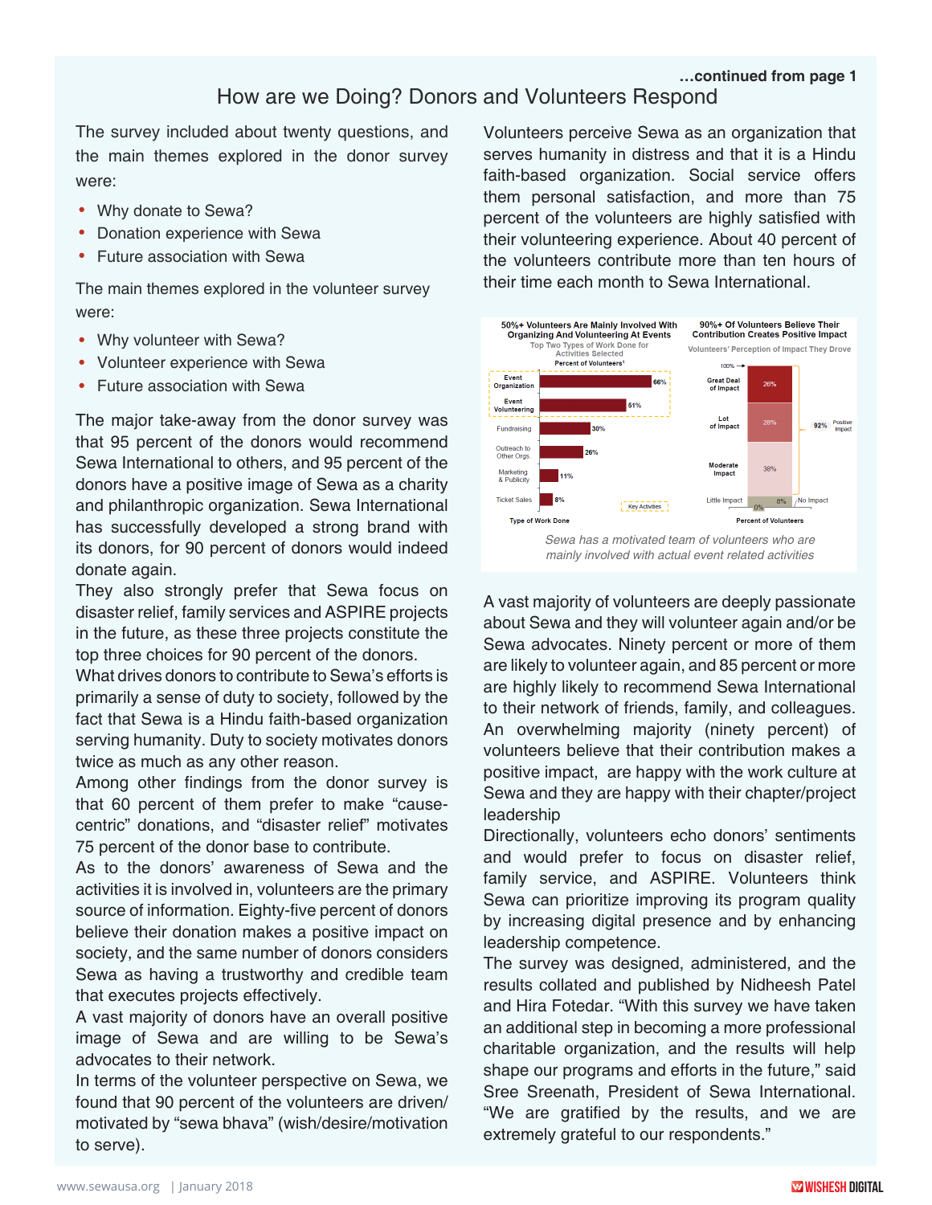*...continued from page 1*

## How are we Doing? Donors and Volunteers Respond

The survey included about twenty questions, and the main themes explored in the donor survey were:

- Why donate to Sewa?
- Donation experience with Sewa
- Future association with Sewa

The main themes explored in the volunteer survey were:

- Why volunteer with Sewa?
- Volunteer experience with Sewa
- Future association with Sewa

The major take-away from the donor survey was that 95 percent of the donors would recommend Sewa International to others, and 95 percent of the donors have a positive image of Sewa as a charity and philanthropic organization. Sewa International has successfully developed a strong brand with its donors, for 90 percent of donors would indeed donate again.

They also strongly prefer that Sewa focus on disaster relief, family services and ASPIRE projects in the future, as these three projects constitute the top three choices for 90 percent of the donors.

What drives donors to contribute to Sewa's efforts is primarily a sense of duty to society, followed by the fact that Sewa is a Hindu faith-based organization serving humanity. Duty to society motivates donors twice as much as any other reason.

Among other findings from the donor survey is that 60 percent of them prefer to make "cause-centric" donations, and "disaster relief" motivates 75 percent of the donor base to contribute.

As to the donors' awareness of Sewa and the activities it is involved in, volunteers are the primary source of information. Eighty-five percent of donors believe their donation makes a positive impact on society, and the same number of donors considers Sewa as having a trustworthy and credible team that executes projects effectively.

A vast majority of donors have an overall positive image of Sewa and are willing to be Sewa's advocates to their network.

In terms of the volunteer perspective on Sewa, we found that 90 percent of the volunteers are driven/motivated by "sewa bhava" (wish/desire/motivation to serve).

Volunteers perceive Sewa as an organization that serves humanity in distress and that it is a Hindu faith-based organization. Social service offers them personal satisfaction, and more than 75 percent of the volunteers are highly satisfied with their volunteering experience. About 40 percent of the volunteers contribute more than ten hours of their time each month to Sewa International.

**50%+ Volunteers Are Mainly Involved With Organizing And Volunteering At Events**
Top Two Types of Work Done for Activities Selected — Percent of Volunteers[1]

| Type of Work Done | Percent of Volunteers |
|---|---|
| Event Organization (Key Activity) | 66% |
| Event Volunteering (Key Activity) | 51% |
| Fundraising | 30% |
| Outreach to Other Orgs. | 26% |
| Marketing & Publicity | 11% |
| Ticket Sales | 8% |

**90%+ Of Volunteers Believe Their Contribution Creates Positive Impact**
Volunteers' Perception of Impact They Drove

| Impact | Percent of Volunteers |
|---|---|
| Great Deal of Impact | 26% |
| Lot of Impact | 28% |
| Moderate Impact | 38% |
| Little Impact | 8% |
| No Impact | 0% |

92% Positive Impact

*Sewa has a motivated team of volunteers who are mainly involved with actual event related activities*

A vast majority of volunteers are deeply passionate about Sewa and they will volunteer again and/or be Sewa advocates. Ninety percent or more of them are likely to volunteer again, and 85 percent or more are highly likely to recommend Sewa International to their network of friends, family, and colleagues. An overwhelming majority (ninety percent) of volunteers believe that their contribution makes a positive impact, are happy with the work culture at Sewa and they are happy with their chapter/project leadership

Directionally, volunteers echo donors' sentiments and would prefer to focus on disaster relief, family service, and ASPIRE. Volunteers think Sewa can prioritize improving its program quality by increasing digital presence and by enhancing leadership competence.

The survey was designed, administered, and the results collated and published by Nidheesh Patel and Hira Fotedar. "With this survey we have taken an additional step in becoming a more professional charitable organization, and the results will help shape our programs and efforts in the future," said Sree Sreenath, President of Sewa International. "We are gratified by the results, and we are extremely grateful to our respondents."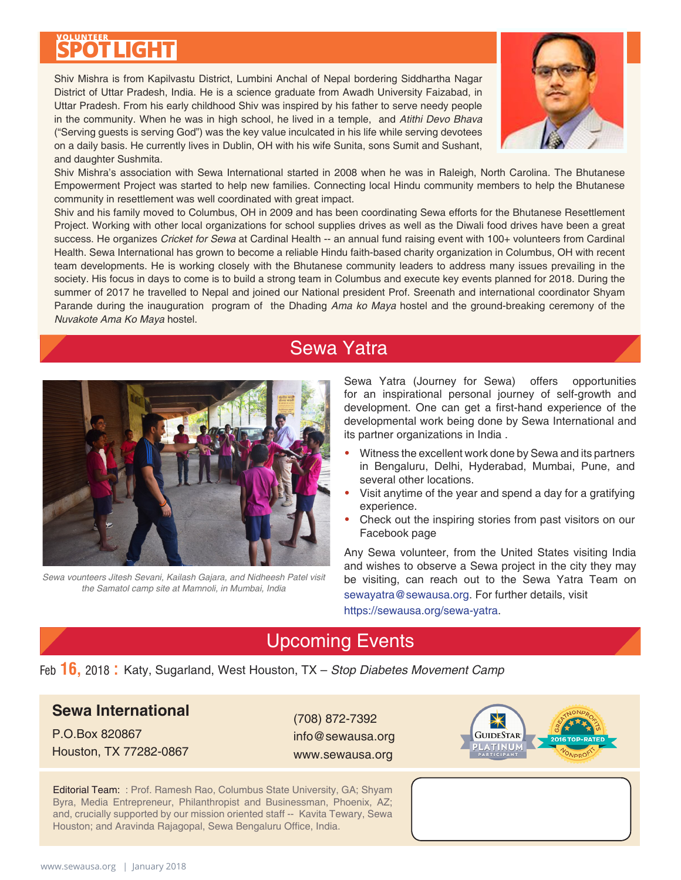## VOLUNTEER SPOTLIGHT

Shiv Mishra is from Kapilvastu District, Lumbini Anchal of Nepal bordering Siddhartha Nagar District of Uttar Pradesh, India. He is a science graduate from Awadh University Faizabad, in Uttar Pradesh. From his early childhood Shiv was inspired by his father to serve needy people in the community. When he was in high school, he lived in a temple, and *Atithi Devo Bhava* ("Serving guests is serving God") was the key value inculcated in his life while serving devotees on a daily basis. He currently lives in Dublin, OH with his wife Sunita, sons Sumit and Sushant, and daughter Sushmita.

Shiv Mishra's association with Sewa International started in 2008 when he was in Raleigh, North Carolina. The Bhutanese Empowerment Project was started to help new families. Connecting local Hindu community members to help the Bhutanese community in resettlement was well coordinated with great impact.

Shiv and his family moved to Columbus, OH in 2009 and has been coordinating Sewa efforts for the Bhutanese Resettlement Project. Working with other local organizations for school supplies drives as well as the Diwali food drives have been a great success. He organizes *Cricket for Sewa* at Cardinal Health -- an annual fund raising event with 100+ volunteers from Cardinal Health. Sewa International has grown to become a reliable Hindu faith-based charity organization in Columbus, OH with recent team developments. He is working closely with the Bhutanese community leaders to address many issues prevailing in the society. His focus in days to come is to build a strong team in Columbus and execute key events planned for 2018. During the summer of 2017 he travelled to Nepal and joined our National president Prof. Sreenath and international coordinator Shyam Parande during the inauguration program of the Dhading *Ama ko Maya* hostel and the ground-breaking ceremony of the *Nuvakote Ama Ko Maya* hostel.

## Sewa Yatra

*Sewa vounteers Jitesh Sevani, Kailash Gajara, and Nidheesh Patel visit the Samatol camp site at Mamnoli, in Mumbai, India*

Sewa Yatra (Journey for Sewa) offers opportunities for an inspirational personal journey of self-growth and development. One can get a first-hand experience of the developmental work being done by Sewa International and its partner organizations in India .

- Witness the excellent work done by Sewa and its partners in Bengaluru, Delhi, Hyderabad, Mumbai, Pune, and several other locations.
- Visit anytime of the year and spend a day for a gratifying experience.
- Check out the inspiring stories from past visitors on our Facebook page

Any Sewa volunteer, from the United States visiting India and wishes to observe a Sewa project in the city they may be visiting, can reach out to the Sewa Yatra Team on sewayatra@sewausa.org. For further details, visit https://sewausa.org/sewa-yatra.

## Upcoming Events

Feb **16**, 2018 **:** Katy, Sugarland, West Houston, TX – *Stop Diabetes Movement Camp*

**Sewa International**

P.O.Box 820867
Houston, TX 77282-0867

(708) 872-7392
info@sewausa.org
www.sewausa.org

Editorial Team: : Prof. Ramesh Rao, Columbus State University, GA; Shyam Byra, Media Entrepreneur, Philanthropist and Businessman, Phoenix, AZ; and, crucially supported by our mission oriented staff -- Kavita Tewary, Sewa Houston; and Aravinda Rajagopal, Sewa Bengaluru Office, India.